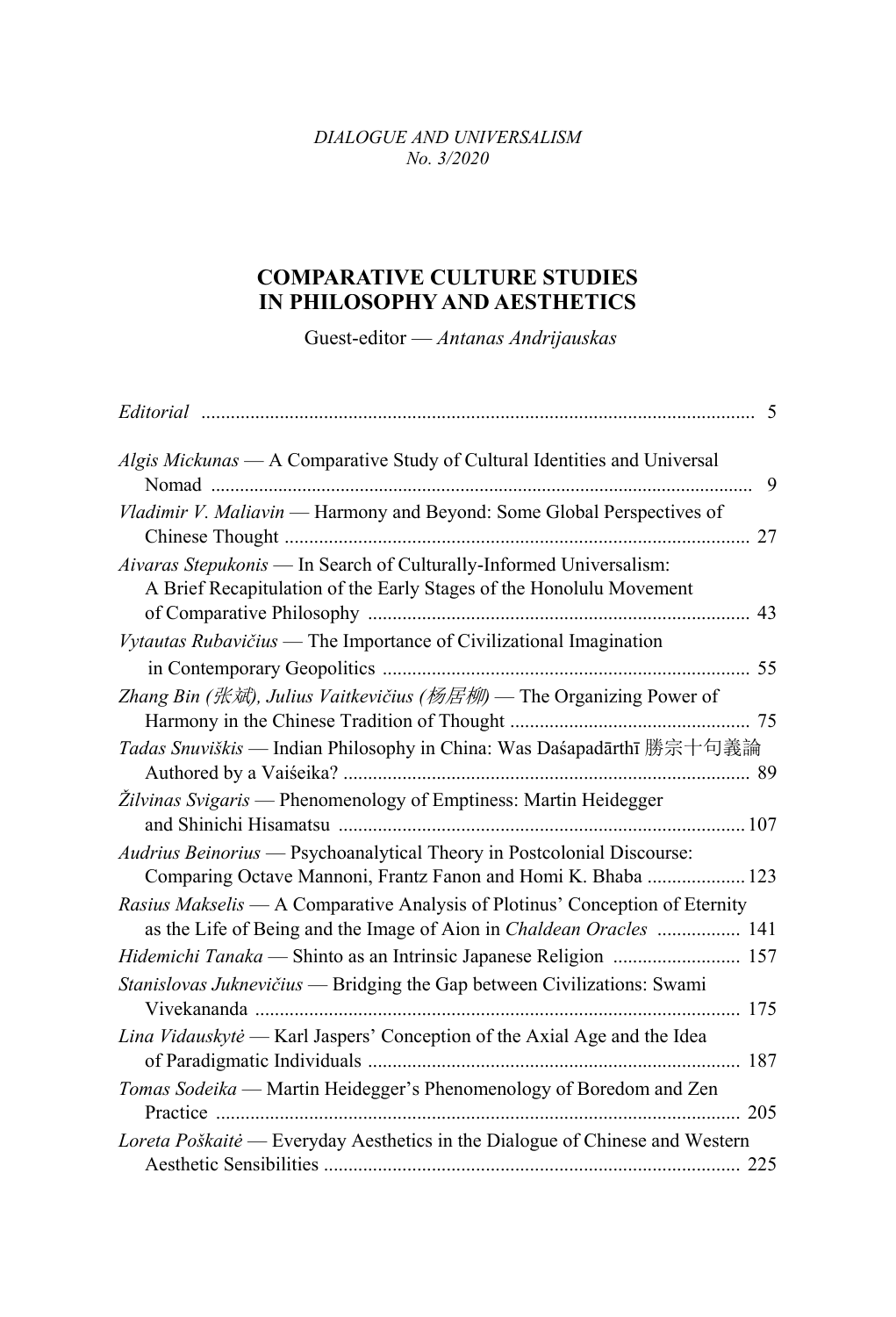*DIALOGUE AND UNIVERSALISM*
*No. 3/2020*

# COMPARATIVE CULTURE STUDIES IN PHILOSOPHY AND AESTHETICS

Guest-editor — *Antanas Andrijauskas*

*Editorial* ............................................................................................................ 5

*Algis Mickunas* — A Comparative Study of Cultural Identities and Universal Nomad ............................................................................................................ 9

*Vladimir V. Maliavin* — Harmony and Beyond: Some Global Perspectives of Chinese Thought ............................................................................................ 27

*Aivaras Stepukonis* — In Search of Culturally-Informed Universalism: A Brief Recapitulation of the Early Stages of the Honolulu Movement of Comparative Philosophy ............................................................................ 43

*Vytautas Rubavičius* — The Importance of Civilizational Imagination in Contemporary Geopolitics ......................................................................... 55

*Zhang Bin (张斌), Julius Vaitkevičius (杨居柳)* — The Organizing Power of Harmony in the Chinese Tradition of Thought ............................................... 75

*Tadas Snuviškis* — Indian Philosophy in China: Was Daśapadārthī 勝宗十句義論 Authored by a Vaiśeika? ................................................................................ 89

*Žilvinas Svigaris* — Phenomenology of Emptiness: Martin Heidegger and Shinichi Hisamatsu ................................................................................ 107

*Audrius Beinorius* — Psychoanalytical Theory in Postcolonial Discourse: Comparing Octave Mannoni, Frantz Fanon and Homi K. Bhaba .................... 123

*Rasius Makselis* — A Comparative Analysis of Plotinus' Conception of Eternity as the Life of Being and the Image of Aion in *Chaldean Oracles* ................. 141

*Hidemichi Tanaka* — Shinto as an Intrinsic Japanese Religion .......................... 157

*Stanislovas Juknevičius* — Bridging the Gap between Civilizations: Swami Vivekananda ................................................................................................. 175

*Lina Vidauskytė* — Karl Jaspers' Conception of the Axial Age and the Idea of Paradigmatic Individuals ........................................................................... 187

*Tomas Sodeika* — Martin Heidegger's Phenomenology of Boredom and Zen Practice ......................................................................................................... 205

*Loreta Poškaitė* — Everyday Aesthetics in the Dialogue of Chinese and Western Aesthetic Sensibilities .................................................................................... 225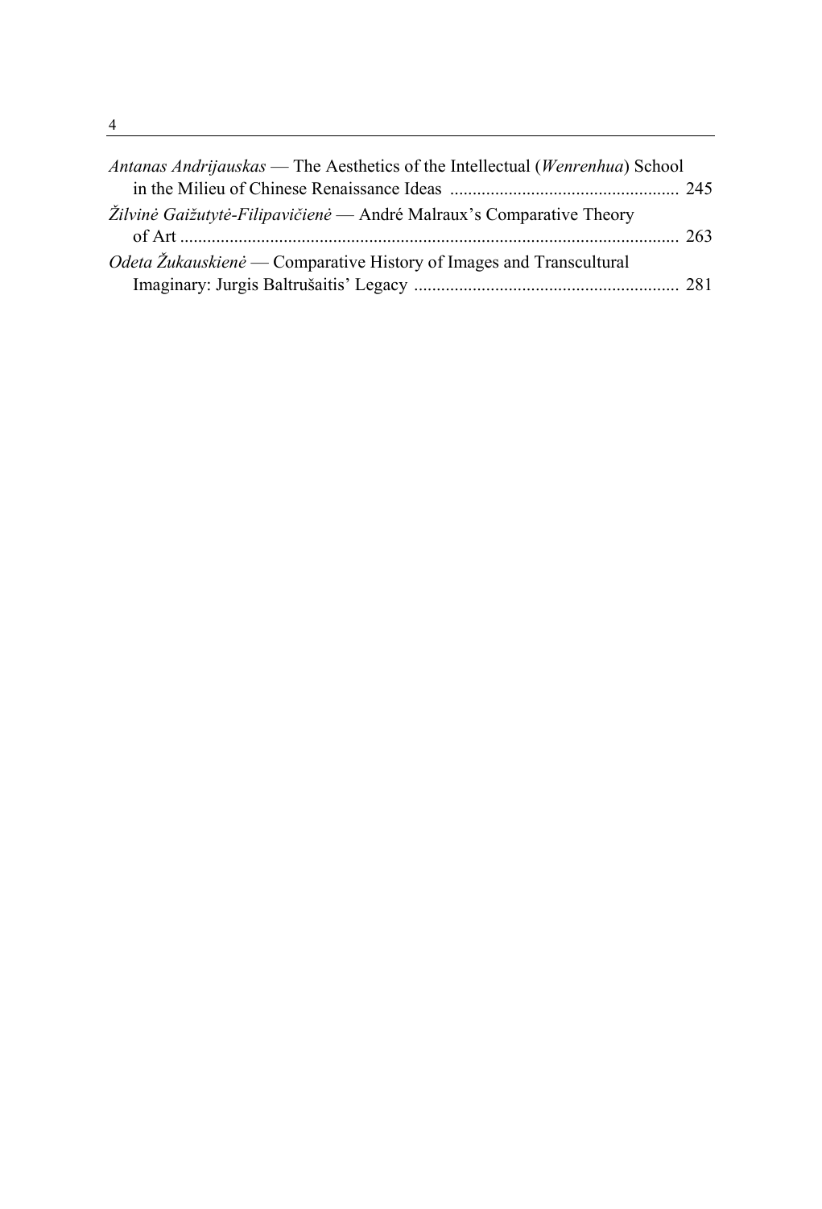*Antanas Andrijauskas* — The Aesthetics of the Intellectual (*Wenrenhua*) School in the Milieu of Chinese Renaissance Ideas .................................................. 245

*Žilvinė Gaižutytė-Filipavičienė* — André Malraux's Comparative Theory of Art .............................................................................................................. 263

*Odeta Žukauskienė* — Comparative History of Images and Transcultural Imaginary: Jurgis Baltrušaitis' Legacy .......................................................... 281